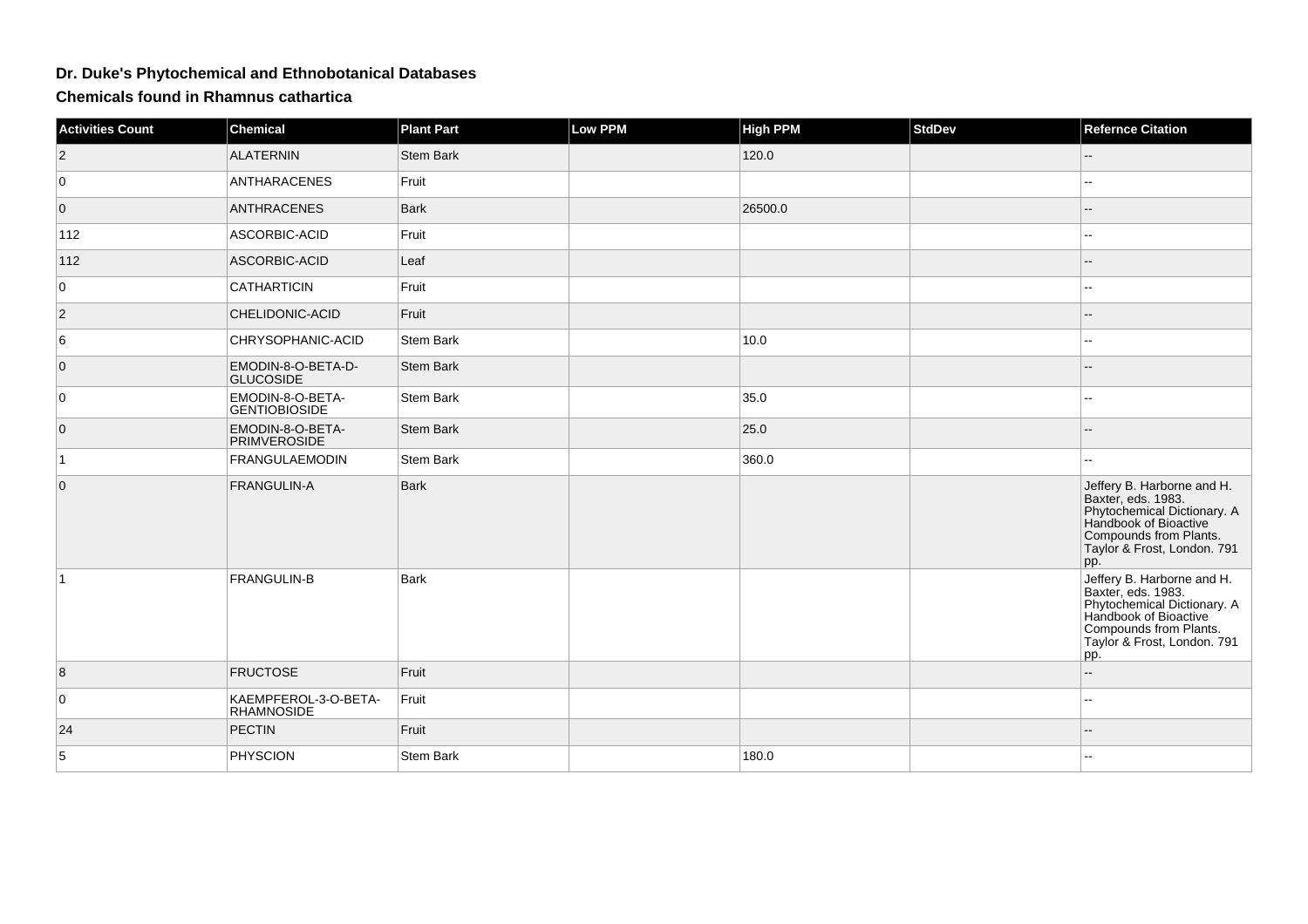# Dr. Duke's Phytochemical and Ethnobotanical Databases

## Chemicals found in Rhamnus cathartica

| Activities Count | Chemical | Plant Part | Low PPM | High PPM | StdDev | Refernce Citation |
|---|---|---|---|---|---|---|
| 2 | ALATERNIN | Stem Bark | | 120.0 | | -- |
| 0 | ANTHARACENES | Fruit | | | | -- |
| 0 | ANTHRACENES | Bark | | 26500.0 | | -- |
| 112 | ASCORBIC-ACID | Fruit | | | | -- |
| 112 | ASCORBIC-ACID | Leaf | | | | -- |
| 0 | CATHARTICIN | Fruit | | | | -- |
| 2 | CHELIDONIC-ACID | Fruit | | | | -- |
| 6 | CHRYSOPHANIC-ACID | Stem Bark | | 10.0 | | -- |
| 0 | EMODIN-8-O-BETA-D-GLUCOSIDE | Stem Bark | | | | -- |
| 0 | EMODIN-8-O-BETA-GENTIOBIOSIDE | Stem Bark | | 35.0 | | -- |
| 0 | EMODIN-8-O-BETA-PRIMVEROSIDE | Stem Bark | | 25.0 | | -- |
| 1 | FRANGULAEMODIN | Stem Bark | | 360.0 | | -- |
| 0 | FRANGULIN-A | Bark | | | | Jeffery B. Harborne and H. Baxter, eds. 1983. Phytochemical Dictionary. A Handbook of Bioactive Compounds from Plants. Taylor & Frost, London. 791 pp. |
| 1 | FRANGULIN-B | Bark | | | | Jeffery B. Harborne and H. Baxter, eds. 1983. Phytochemical Dictionary. A Handbook of Bioactive Compounds from Plants. Taylor & Frost, London. 791 pp. |
| 8 | FRUCTOSE | Fruit | | | | -- |
| 0 | KAEMPFEROL-3-O-BETA-RHAMNOSIDE | Fruit | | | | -- |
| 24 | PECTIN | Fruit | | | | -- |
| 5 | PHYSCION | Stem Bark | | 180.0 | | -- |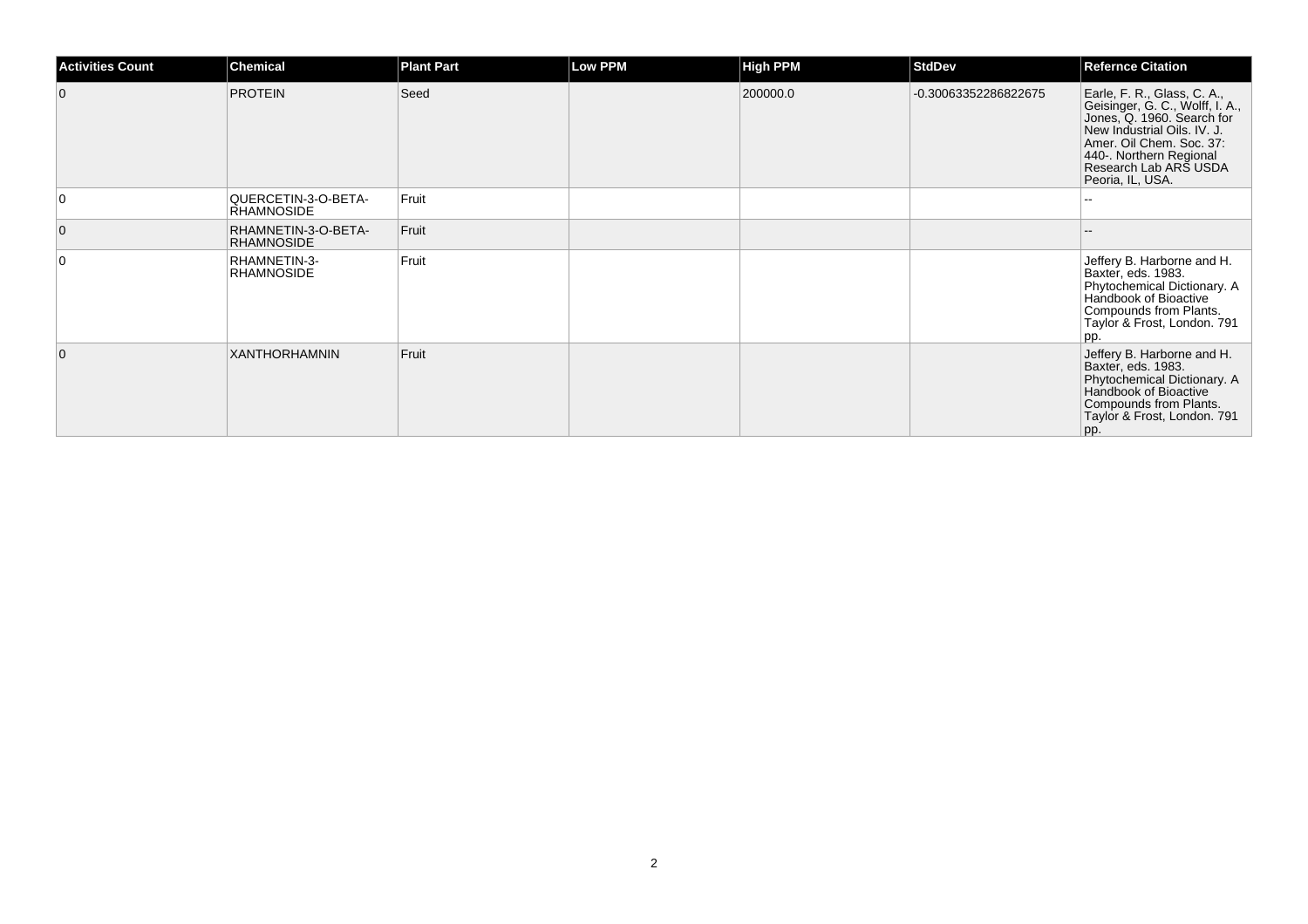| Activities Count | Chemical | Plant Part | Low PPM | High PPM | StdDev | Refernce Citation |
|---|---|---|---|---|---|---|
| 0 | PROTEIN | Seed | | 200000.0 | -0.30063352286822675 | Earle, F. R., Glass, C. A., Geisinger, G. C., Wolff, I. A., Jones, Q. 1960. Search for New Industrial Oils. IV. J. Amer. Oil Chem. Soc. 37: 440-. Northern Regional Research Lab ARS USDA Peoria, IL, USA. |
| 0 | QUERCETIN-3-O-BETA-RHAMNOSIDE | Fruit | | | | -- |
| 0 | RHAMNETIN-3-O-BETA-RHAMNOSIDE | Fruit | | | | -- |
| 0 | RHAMNETIN-3-RHAMNOSIDE | Fruit | | | | Jeffery B. Harborne and H. Baxter, eds. 1983. Phytochemical Dictionary. A Handbook of Bioactive Compounds from Plants. Taylor & Frost, London. 791 pp. |
| 0 | XANTHORHAMNIN | Fruit | | | | Jeffery B. Harborne and H. Baxter, eds. 1983. Phytochemical Dictionary. A Handbook of Bioactive Compounds from Plants. Taylor & Frost, London. 791 pp. |